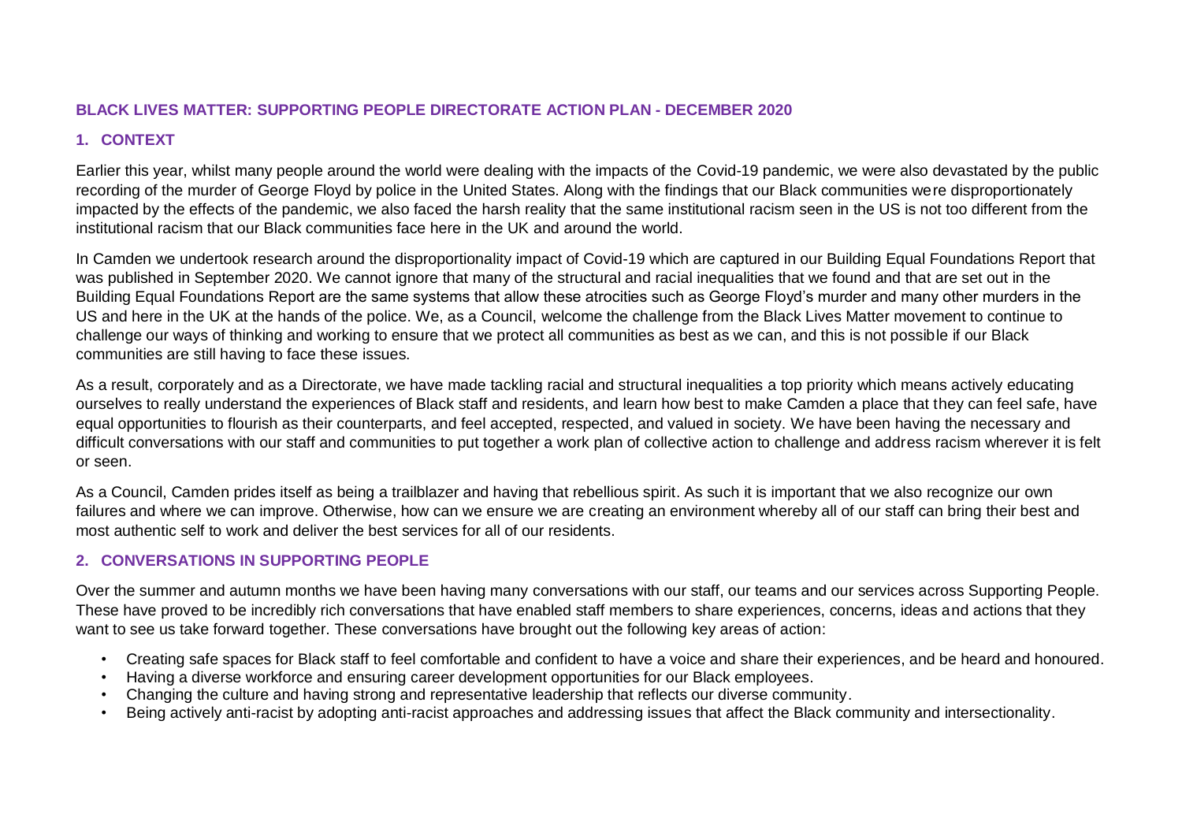# BLACK LIVES MATTER: SUPPORTING PEOPLE DIRECTORATE ACTION PLAN - DECEMBER 2020

## 1. CONTEXT

Earlier this year, whilst many people around the world were dealing with the impacts of the Covid-19 pandemic, we were also devastated by the public recording of the murder of George Floyd by police in the United States. Along with the findings that our Black communities were disproportionately impacted by the effects of the pandemic, we also faced the harsh reality that the same institutional racism seen in the US is not too different from the institutional racism that our Black communities face here in the UK and around the world.

In Camden we undertook research around the disproportionality impact of Covid-19 which are captured in our Building Equal Foundations Report that was published in September 2020. We cannot ignore that many of the structural and racial inequalities that we found and that are set out in the Building Equal Foundations Report are the same systems that allow these atrocities such as George Floyd's murder and many other murders in the US and here in the UK at the hands of the police. We, as a Council, welcome the challenge from the Black Lives Matter movement to continue to challenge our ways of thinking and working to ensure that we protect all communities as best as we can, and this is not possible if our Black communities are still having to face these issues.

As a result, corporately and as a Directorate, we have made tackling racial and structural inequalities a top priority which means actively educating ourselves to really understand the experiences of Black staff and residents, and learn how best to make Camden a place that they can feel safe, have equal opportunities to flourish as their counterparts, and feel accepted, respected, and valued in society. We have been having the necessary and difficult conversations with our staff and communities to put together a work plan of collective action to challenge and address racism wherever it is felt or seen.

As a Council, Camden prides itself as being a trailblazer and having that rebellious spirit. As such it is important that we also recognize our own failures and where we can improve. Otherwise, how can we ensure we are creating an environment whereby all of our staff can bring their best and most authentic self to work and deliver the best services for all of our residents.

## 2. CONVERSATIONS IN SUPPORTING PEOPLE

Over the summer and autumn months we have been having many conversations with our staff, our teams and our services across Supporting People. These have proved to be incredibly rich conversations that have enabled staff members to share experiences, concerns, ideas and actions that they want to see us take forward together. These conversations have brought out the following key areas of action:

- Creating safe spaces for Black staff to feel comfortable and confident to have a voice and share their experiences, and be heard and honoured.
- Having a diverse workforce and ensuring career development opportunities for our Black employees.
- Changing the culture and having strong and representative leadership that reflects our diverse community.
- Being actively anti-racist by adopting anti-racist approaches and addressing issues that affect the Black community and intersectionality.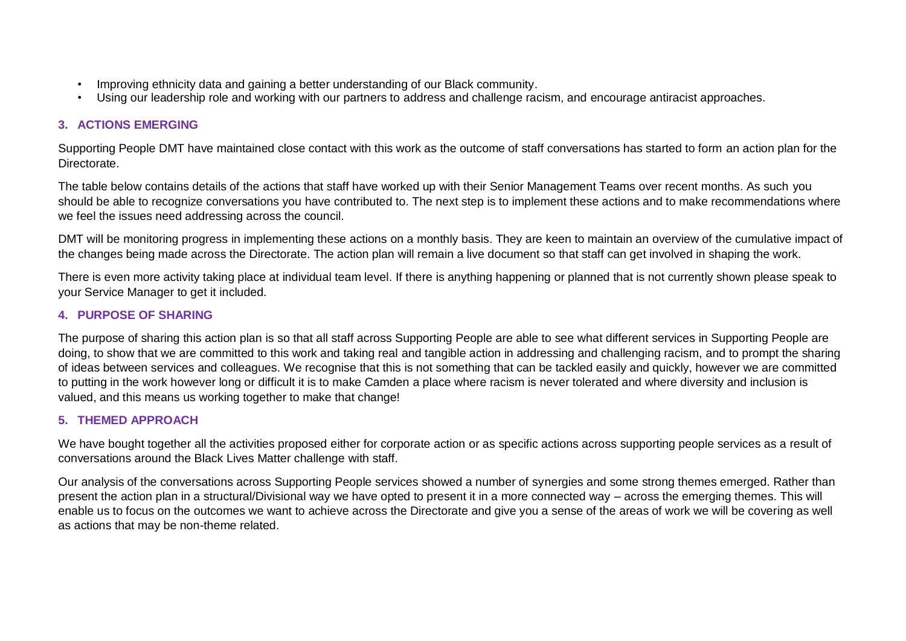- Improving ethnicity data and gaining a better understanding of our Black community.
- Using our leadership role and working with our partners to address and challenge racism, and encourage antiracist approaches.

## 3. ACTIONS EMERGING

Supporting People DMT have maintained close contact with this work as the outcome of staff conversations has started to form an action plan for the Directorate.

The table below contains details of the actions that staff have worked up with their Senior Management Teams over recent months. As such you should be able to recognize conversations you have contributed to. The next step is to implement these actions and to make recommendations where we feel the issues need addressing across the council.

DMT will be monitoring progress in implementing these actions on a monthly basis. They are keen to maintain an overview of the cumulative impact of the changes being made across the Directorate. The action plan will remain a live document so that staff can get involved in shaping the work.

There is even more activity taking place at individual team level. If there is anything happening or planned that is not currently shown please speak to your Service Manager to get it included.

## 4. PURPOSE OF SHARING

The purpose of sharing this action plan is so that all staff across Supporting People are able to see what different services in Supporting People are doing, to show that we are committed to this work and taking real and tangible action in addressing and challenging racism, and to prompt the sharing of ideas between services and colleagues. We recognise that this is not something that can be tackled easily and quickly, however we are committed to putting in the work however long or difficult it is to make Camden a place where racism is never tolerated and where diversity and inclusion is valued, and this means us working together to make that change!

## 5. THEMED APPROACH

We have bought together all the activities proposed either for corporate action or as specific actions across supporting people services as a result of conversations around the Black Lives Matter challenge with staff.

Our analysis of the conversations across Supporting People services showed a number of synergies and some strong themes emerged. Rather than present the action plan in a structural/Divisional way we have opted to present it in a more connected way – across the emerging themes. This will enable us to focus on the outcomes we want to achieve across the Directorate and give you a sense of the areas of work we will be covering as well as actions that may be non-theme related.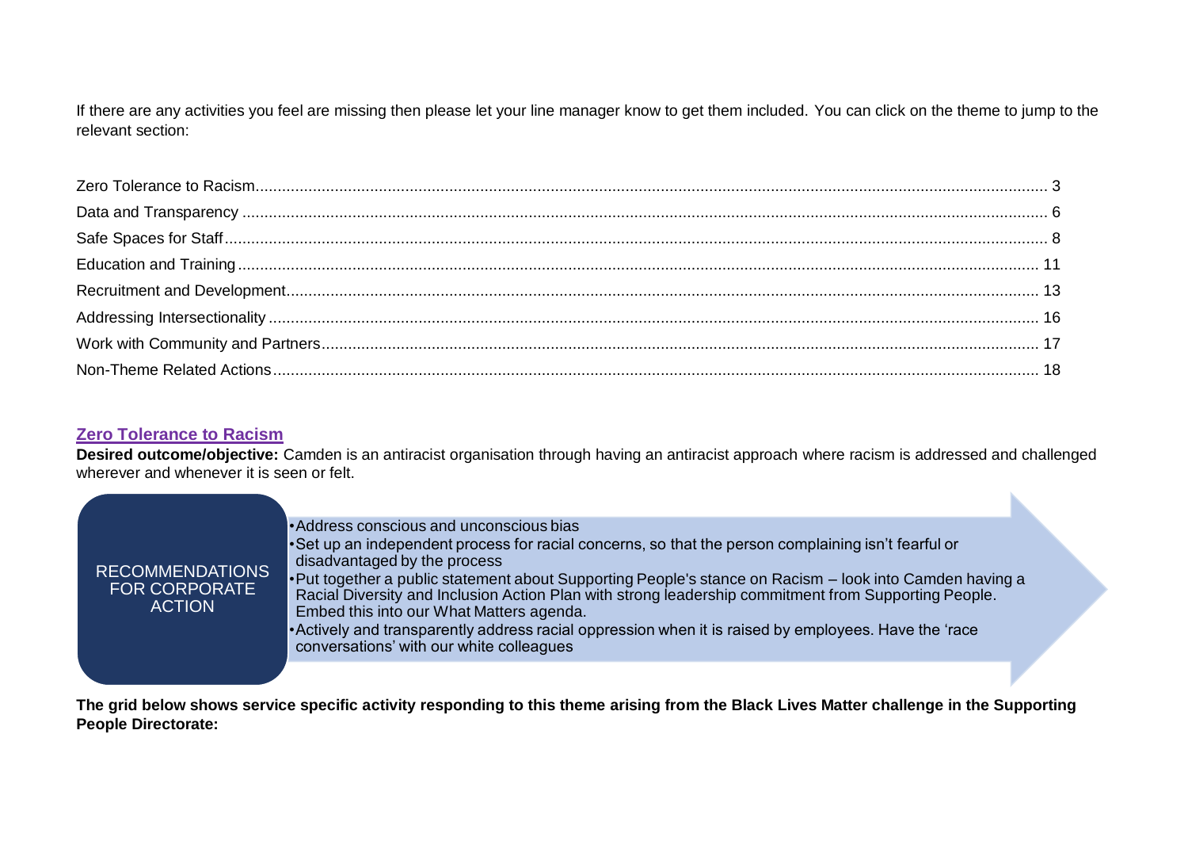If there are any activities you feel are missing then please let your line manager know to get them included. You can click on the theme to jump to the relevant section:

- Zero Tolerance to Racism ........ 3
- Data and Transparency ........ 6
- Safe Spaces for Staff ........ 8
- Education and Training ........ 11
- Recruitment and Development ........ 13
- Addressing Intersectionality ........ 16
- Work with Community and Partners ........ 17
- Non-Theme Related Actions ........ 18

## Zero Tolerance to Racism

**Desired outcome/objective:** Camden is an antiracist organisation through having an antiracist approach where racism is addressed and challenged wherever and whenever it is seen or felt.

**RECOMMENDATIONS FOR CORPORATE ACTION**

- Address conscious and unconscious bias
- Set up an independent process for racial concerns, so that the person complaining isn't fearful or disadvantaged by the process
- Put together a public statement about Supporting People's stance on Racism – look into Camden having a Racial Diversity and Inclusion Action Plan with strong leadership commitment from Supporting People. Embed this into our What Matters agenda.
- Actively and transparently address racial oppression when it is raised by employees. Have the 'race conversations' with our white colleagues

**The grid below shows service specific activity responding to this theme arising from the Black Lives Matter challenge in the Supporting People Directorate:**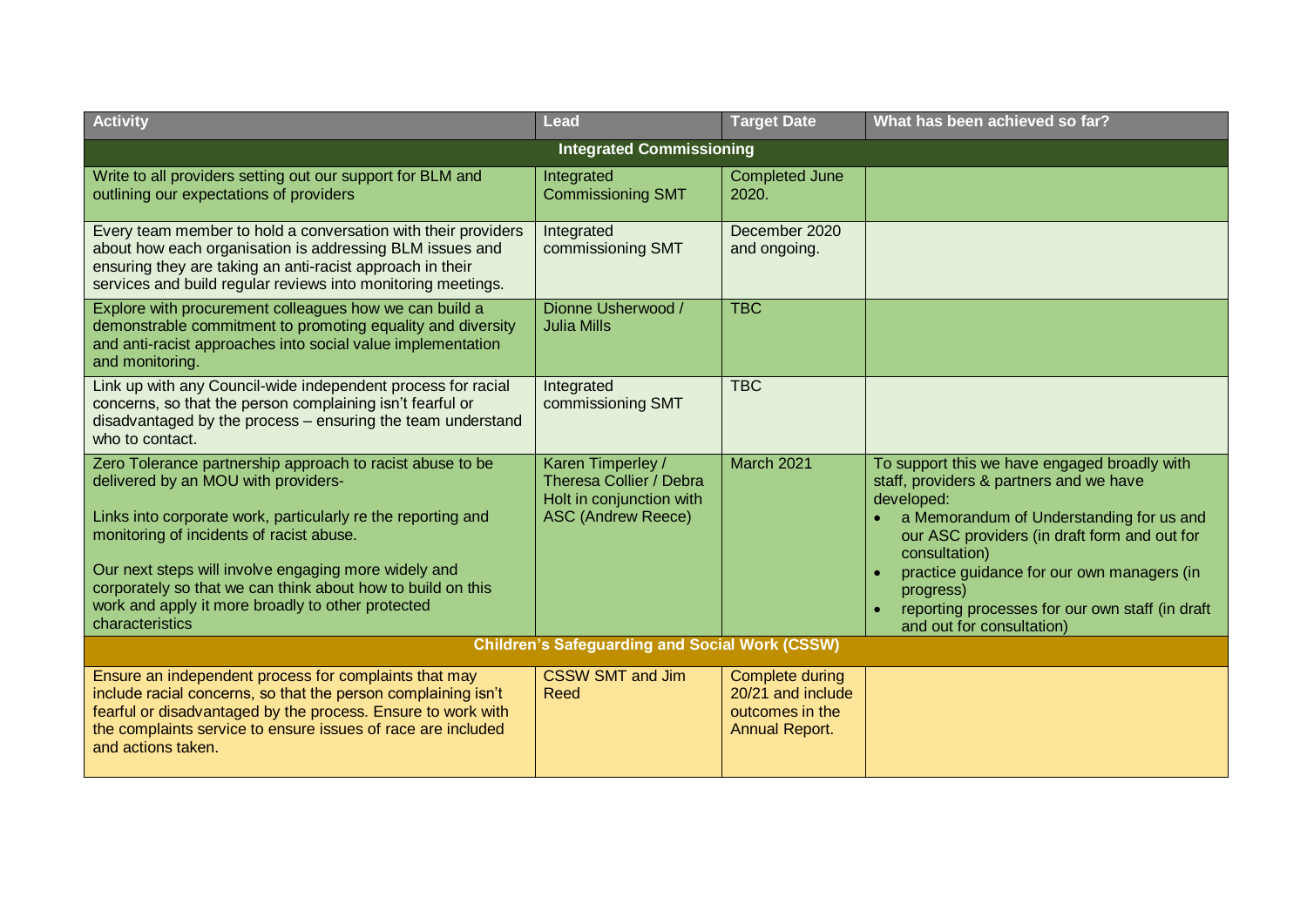| Activity | Lead | Target Date | What has been achieved so far? |
|---|---|---|---|
| **Integrated Commissioning** | | | |
| Write to all providers setting out our support for BLM and outlining our expectations of providers | Integrated Commissioning SMT | Completed June 2020. | |
| Every team member to hold a conversation with their providers about how each organisation is addressing BLM issues and ensuring they are taking an anti-racist approach in their services and build regular reviews into monitoring meetings. | Integrated commissioning SMT | December 2020 and ongoing. | |
| Explore with procurement colleagues how we can build a demonstrable commitment to promoting equality and diversity and anti-racist approaches into social value implementation and monitoring. | Dionne Usherwood / Julia Mills | TBC | |
| Link up with any Council-wide independent process for racial concerns, so that the person complaining isn't fearful or disadvantaged by the process – ensuring the team understand who to contact. | Integrated commissioning SMT | TBC | |
| Zero Tolerance partnership approach to racist abuse to be delivered by an MOU with providers-<br><br>Links into corporate work, particularly re the reporting and monitoring of incidents of racist abuse.<br><br>Our next steps will involve engaging more widely and corporately so that we can think about how to build on this work and apply it more broadly to other protected characteristics | Karen Timperley / Theresa Collier / Debra Holt in conjunction with ASC (Andrew Reece) | March 2021 | To support this we have engaged broadly with staff, providers & partners and we have developed:<br>• a Memorandum of Understanding for us and our ASC providers (in draft form and out for consultation)<br>• practice guidance for our own managers (in progress)<br>• reporting processes for our own staff (in draft and out for consultation) |
| **Children's Safeguarding and Social Work (CSSW)** | | | |
| Ensure an independent process for complaints that may include racial concerns, so that the person complaining isn't fearful or disadvantaged by the process. Ensure to work with the complaints service to ensure issues of race are included and actions taken. | CSSW SMT and Jim Reed | Complete during 20/21 and include outcomes in the Annual Report. | |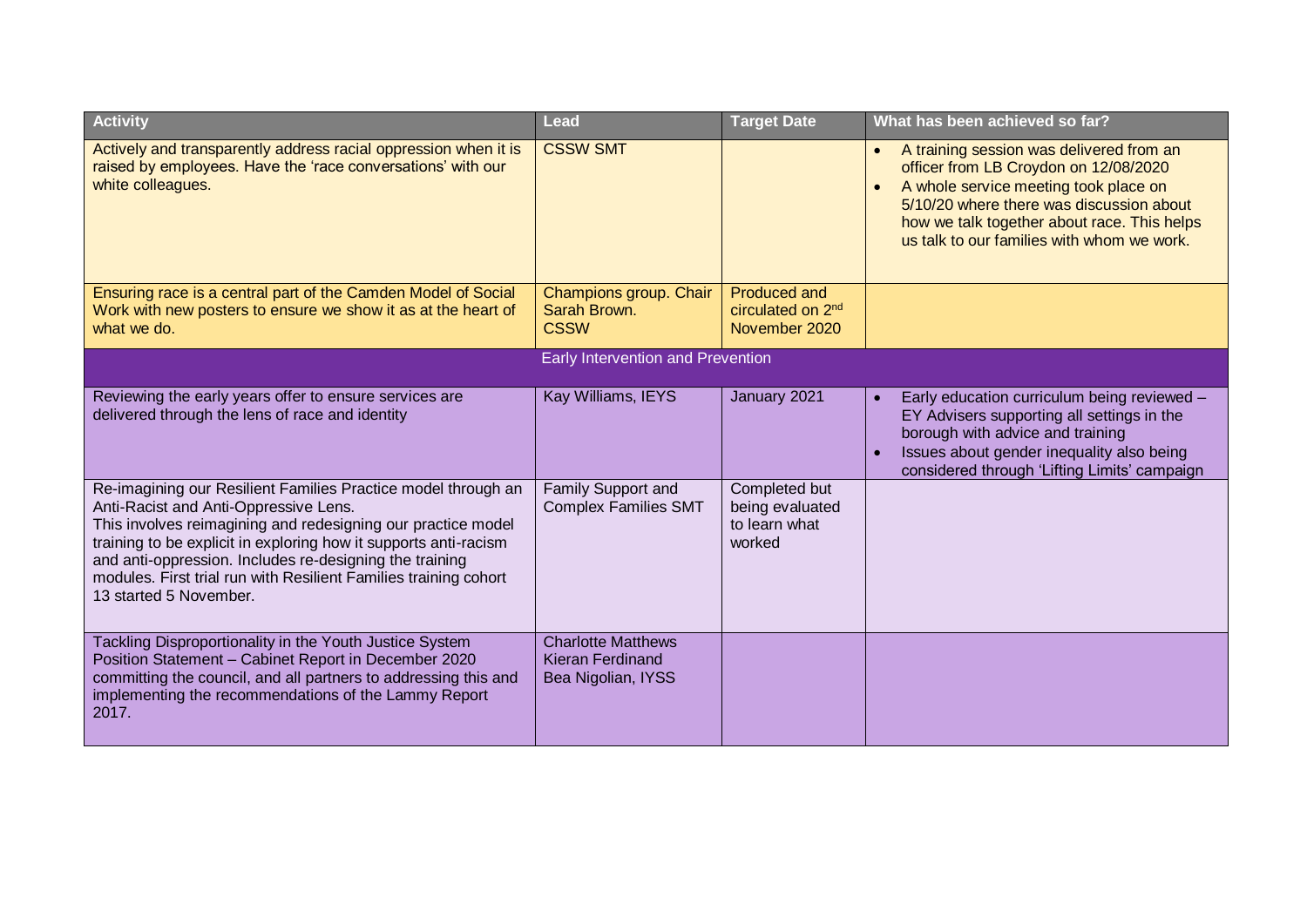| Activity | Lead | Target Date | What has been achieved so far? |
|---|---|---|---|
| Actively and transparently address racial oppression when it is raised by employees. Have the 'race conversations' with our white colleagues. | CSSW SMT | | • A training session was delivered from an officer from LB Croydon on 12/08/2020<br>• A whole service meeting took place on 5/10/20 where there was discussion about how we talk together about race. This helps us talk to our families with whom we work. |
| Ensuring race is a central part of the Camden Model of Social Work with new posters to ensure we show it as at the heart of what we do. | Champions group. Chair Sarah Brown. CSSW | Produced and circulated on 2nd November 2020 | |
| **Early Intervention and Prevention** | | | |
| Reviewing the early years offer to ensure services are delivered through the lens of race and identity | Kay Williams, IEYS | January 2021 | • Early education curriculum being reviewed – EY Advisers supporting all settings in the borough with advice and training<br>• Issues about gender inequality also being considered through 'Lifting Limits' campaign |
| Re-imagining our Resilient Families Practice model through an Anti-Racist and Anti-Oppressive Lens.<br>This involves reimagining and redesigning our practice model training to be explicit in exploring how it supports anti-racism and anti-oppression. Includes re-designing the training modules. First trial run with Resilient Families training cohort 13 started 5 November. | Family Support and Complex Families SMT | Completed but being evaluated to learn what worked | |
| Tackling Disproportionality in the Youth Justice System Position Statement – Cabinet Report in December 2020 committing the council, and all partners to addressing this and implementing the recommendations of the Lammy Report 2017. | Charlotte Matthews<br>Kieran Ferdinand<br>Bea Nigolian, IYSS | | |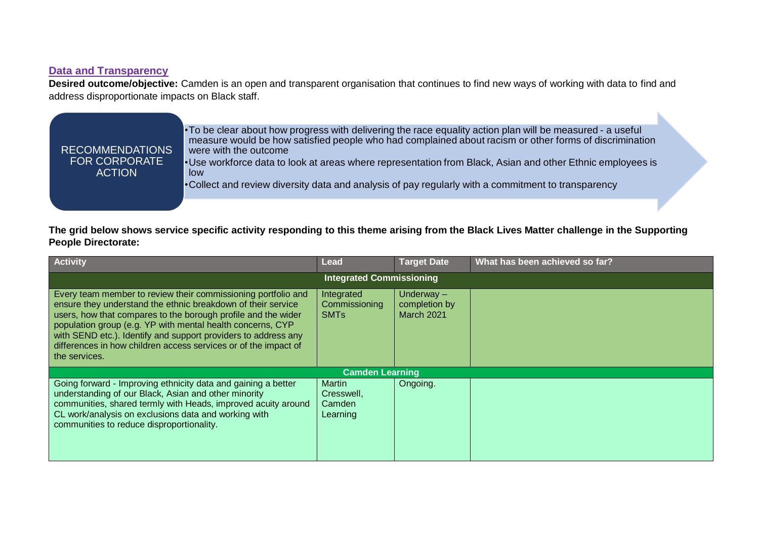## Data and Transparency

**Desired outcome/objective:** Camden is an open and transparent organisation that continues to find new ways of working with data to find and address disproportionate impacts on Black staff.

**RECOMMENDATIONS FOR CORPORATE ACTION**

- To be clear about how progress with delivering the race equality action plan will be measured - a useful measure would be how satisfied people who had complained about racism or other forms of discrimination were with the outcome
- Use workforce data to look at areas where representation from Black, Asian and other Ethnic employees is low
- Collect and review diversity data and analysis of pay regularly with a commitment to transparency

**The grid below shows service specific activity responding to this theme arising from the Black Lives Matter challenge in the Supporting People Directorate:**

| Activity | Lead | Target Date | What has been achieved so far? |
|---|---|---|---|
| **Integrated Commissioning** | | | |
| Every team member to review their commissioning portfolio and ensure they understand the ethnic breakdown of their service users, how that compares to the borough profile and the wider population group (e.g. YP with mental health concerns, CYP with SEND etc.). Identify and support providers to address any differences in how children access services or of the impact of the services. | Integrated Commissioning SMTs | Underway – completion by March 2021 | |
| **Camden Learning** | | | |
| Going forward - Improving ethnicity data and gaining a better understanding of our Black, Asian and other minority communities, shared termly with Heads, improved acuity around CL work/analysis on exclusions data and working with communities to reduce disproportionality. | Martin Cresswell, Camden Learning | Ongoing. | |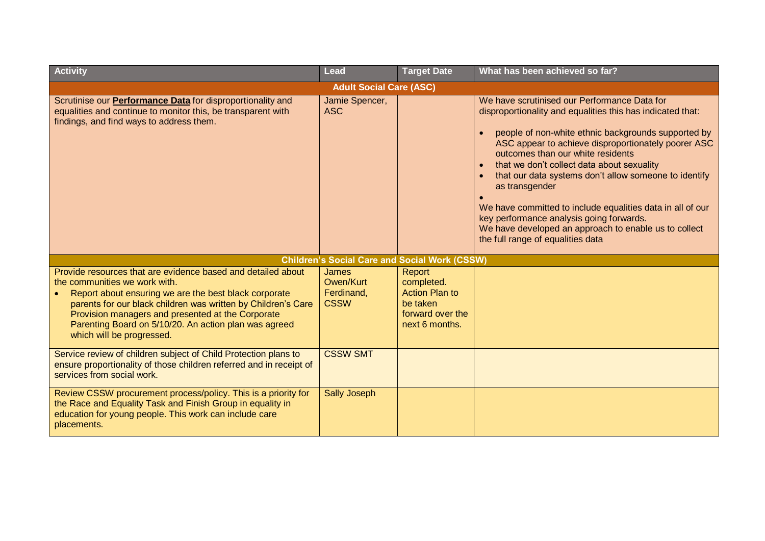| Activity | Lead | Target Date | What has been achieved so far? |
|---|---|---|---|
| **Adult Social Care (ASC)** | | | |
| Scrutinise our **Performance Data** for disproportionality and equalities and continue to monitor this, be transparent with findings, and find ways to address them. | Jamie Spencer, ASC | | We have scrutinised our Performance Data for disproportionality and equalities this has indicated that:<br><br>• people of non-white ethnic backgrounds supported by ASC appear to achieve disproportionately poorer ASC outcomes than our white residents<br>• that we don't collect data about sexuality<br>• that our data systems don't allow someone to identify as transgender<br>•<br>We have committed to include equalities data in all of our key performance analysis going forwards.<br>We have developed an approach to enable us to collect the full range of equalities data |
| **Children's Social Care and Social Work (CSSW)** | | | |
| Provide resources that are evidence based and detailed about the communities we work with.<br>• Report about ensuring we are the best black corporate parents for our black children was written by Children's Care Provision managers and presented at the Corporate Parenting Board on 5/10/20. An action plan was agreed which will be progressed. | James Owen/Kurt Ferdinand, CSSW | Report completed. Action Plan to be taken forward over the next 6 months. | |
| Service review of children subject of Child Protection plans to ensure proportionality of those children referred and in receipt of services from social work. | CSSW SMT | | |
| Review CSSW procurement process/policy. This is a priority for the Race and Equality Task and Finish Group in equality in education for young people. This work can include care placements. | Sally Joseph | | |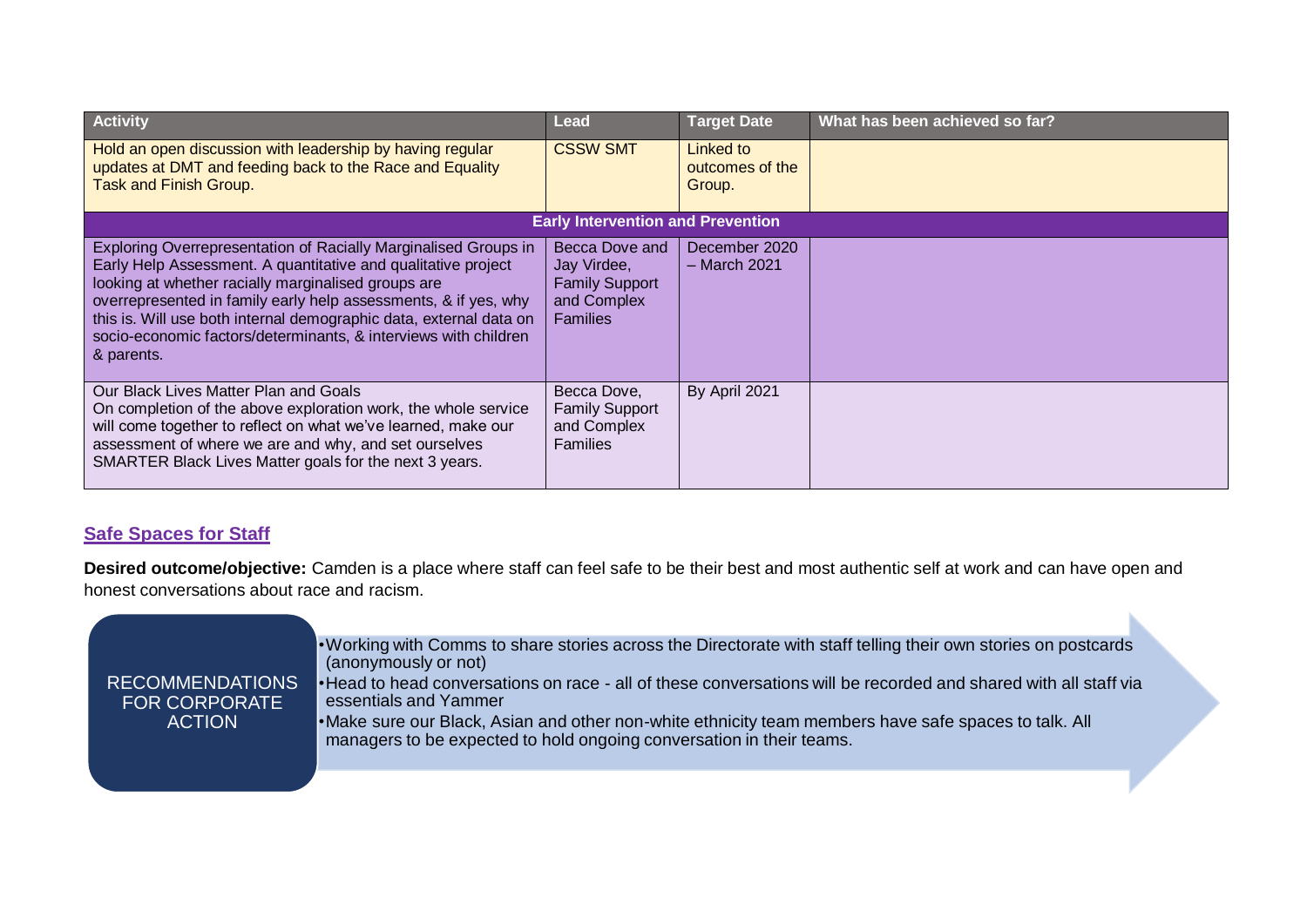| Activity | Lead | Target Date | What has been achieved so far? |
|---|---|---|---|
| Hold an open discussion with leadership by having regular updates at DMT and feeding back to the Race and Equality Task and Finish Group. | CSSW SMT | Linked to outcomes of the Group. | |
| **Early Intervention and Prevention** | | | |
| Exploring Overrepresentation of Racially Marginalised Groups in Early Help Assessment. A quantitative and qualitative project looking at whether racially marginalised groups are overrepresented in family early help assessments, & if yes, why this is. Will use both internal demographic data, external data on socio-economic factors/determinants, & interviews with children & parents. | Becca Dove and Jay Virdee, Family Support and Complex Families | December 2020 – March 2021 | |
| Our Black Lives Matter Plan and Goals<br>On completion of the above exploration work, the whole service will come together to reflect on what we've learned, make our assessment of where we are and why, and set ourselves SMARTER Black Lives Matter goals for the next 3 years. | Becca Dove, Family Support and Complex Families | By April 2021 | |

## Safe Spaces for Staff

**Desired outcome/objective:** Camden is a place where staff can feel safe to be their best and most authentic self at work and can have open and honest conversations about race and racism.

**RECOMMENDATIONS FOR CORPORATE ACTION**

- Working with Comms to share stories across the Directorate with staff telling their own stories on postcards (anonymously or not)
- Head to head conversations on race - all of these conversations will be recorded and shared with all staff via essentials and Yammer
- Make sure our Black, Asian and other non-white ethnicity team members have safe spaces to talk. All managers to be expected to hold ongoing conversation in their teams.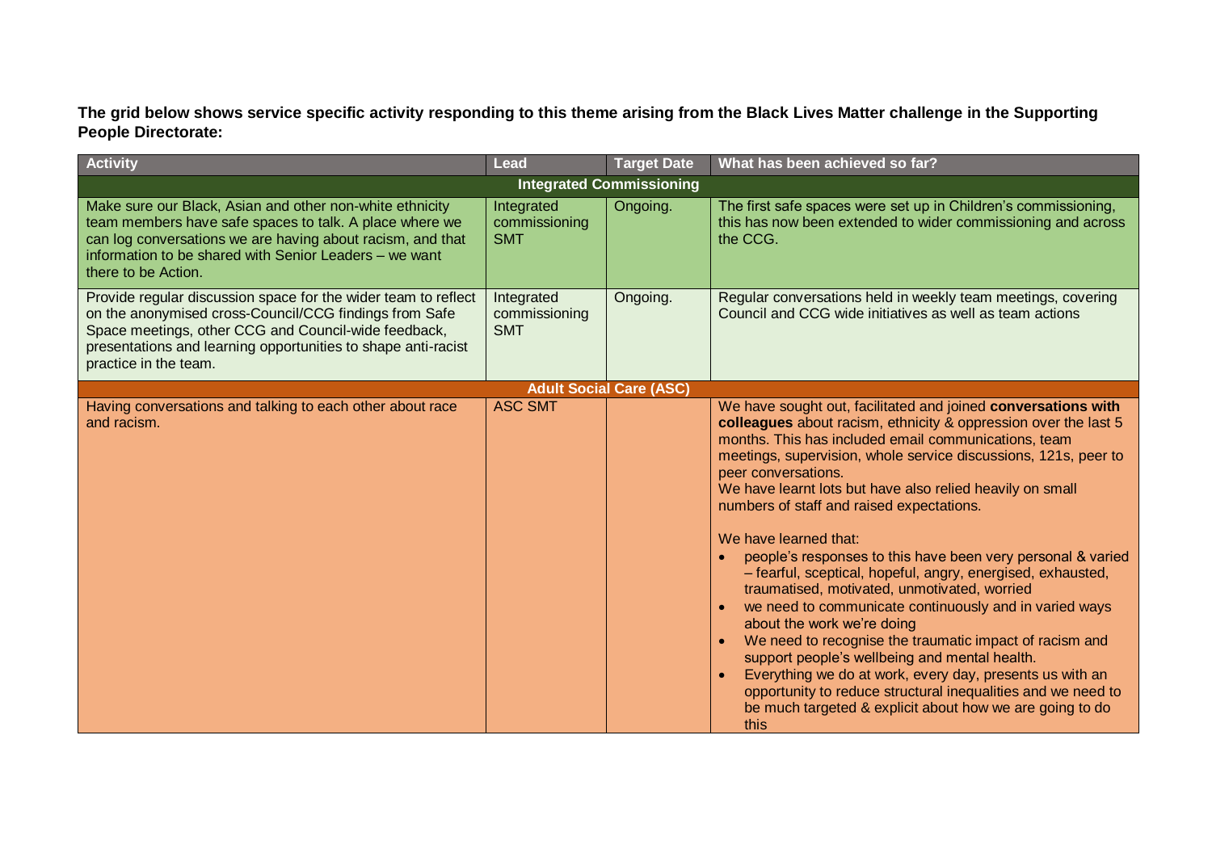**The grid below shows service specific activity responding to this theme arising from the Black Lives Matter challenge in the Supporting People Directorate:**

| Activity | Lead | Target Date | What has been achieved so far? |
|---|---|---|---|
| **Integrated Commissioning** | | | |
| Make sure our Black, Asian and other non-white ethnicity team members have safe spaces to talk. A place where we can log conversations we are having about racism, and that information to be shared with Senior Leaders – we want there to be Action. | Integrated commissioning SMT | Ongoing. | The first safe spaces were set up in Children's commissioning, this has now been extended to wider commissioning and across the CCG. |
| Provide regular discussion space for the wider team to reflect on the anonymised cross-Council/CCG findings from Safe Space meetings, other CCG and Council-wide feedback, presentations and learning opportunities to shape anti-racist practice in the team. | Integrated commissioning SMT | Ongoing. | Regular conversations held in weekly team meetings, covering Council and CCG wide initiatives as well as team actions |
| **Adult Social Care (ASC)** | | | |
| Having conversations and talking to each other about race and racism. | ASC SMT | | We have sought out, facilitated and joined **conversations with colleagues** about racism, ethnicity & oppression over the last 5 months. This has included email communications, team meetings, supervision, whole service discussions, 121s, peer to peer conversations.<br>We have learnt lots but have also relied heavily on small numbers of staff and raised expectations.<br><br>We have learned that:<br>• people's responses to this have been very personal & varied – fearful, sceptical, hopeful, angry, energised, exhausted, traumatised, motivated, unmotivated, worried<br>• we need to communicate continuously and in varied ways about the work we're doing<br>• We need to recognise the traumatic impact of racism and support people's wellbeing and mental health.<br>• Everything we do at work, every day, presents us with an opportunity to reduce structural inequalities and we need to be much targeted & explicit about how we are going to do this |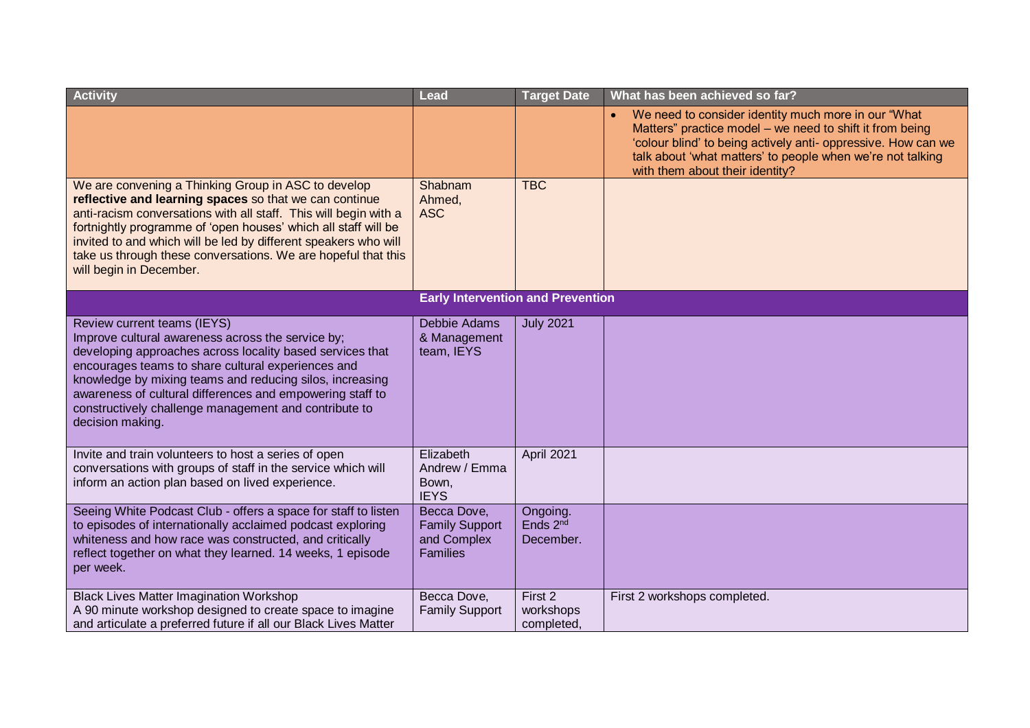| Activity | Lead | Target Date | What has been achieved so far? |
|---|---|---|---|
| | | | • We need to consider identity much more in our "What Matters" practice model – we need to shift it from being 'colour blind' to being actively anti- oppressive. How can we talk about 'what matters' to people when we're not talking with them about their identity? |
| We are convening a Thinking Group in ASC to develop **reflective and learning spaces** so that we can continue anti-racism conversations with all staff. This will begin with a fortnightly programme of 'open houses' which all staff will be invited to and which will be led by different speakers who will take us through these conversations. We are hopeful that this will begin in December. | Shabnam Ahmed, ASC | TBC | |
| | **Early Intervention and Prevention** | | |
| Review current teams (IEYS)<br>Improve cultural awareness across the service by; developing approaches across locality based services that encourages teams to share cultural experiences and knowledge by mixing teams and reducing silos, increasing awareness of cultural differences and empowering staff to constructively challenge management and contribute to decision making. | Debbie Adams & Management team, IEYS | July 2021 | |
| Invite and train volunteers to host a series of open conversations with groups of staff in the service which will inform an action plan based on lived experience. | Elizabeth Andrew / Emma Bown, IEYS | April 2021 | |
| Seeing White Podcast Club - offers a space for staff to listen to episodes of internationally acclaimed podcast exploring whiteness and how race was constructed, and critically reflect together on what they learned. 14 weeks, 1 episode per week. | Becca Dove, Family Support and Complex Families | Ongoing. Ends 2nd December. | |
| Black Lives Matter Imagination Workshop<br>A 90 minute workshop designed to create space to imagine and articulate a preferred future if all our Black Lives Matter | Becca Dove, Family Support | First 2 workshops completed, | First 2 workshops completed. |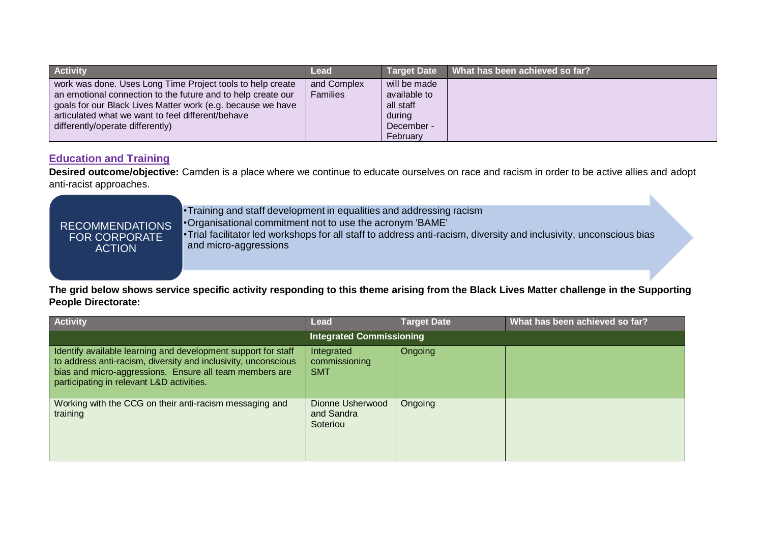| Activity | Lead | Target Date | What has been achieved so far? |
| --- | --- | --- | --- |
| work was done. Uses Long Time Project tools to help create an emotional connection to the future and to help create our goals for our Black Lives Matter work (e.g. because we have articulated what we want to feel different/behave differently/operate differently) | and Complex Families | will be made available to all staff during December - February | |

## Education and Training

**Desired outcome/objective:** Camden is a place where we continue to educate ourselves on race and racism in order to be active allies and adopt anti-racist approaches.

**RECOMMENDATIONS FOR CORPORATE ACTION**

- Training and staff development in equalities and addressing racism
- Organisational commitment not to use the acronym 'BAME'
- Trial facilitator led workshops for all staff to address anti-racism, diversity and inclusivity, unconscious bias and micro-aggressions

**The grid below shows service specific activity responding to this theme arising from the Black Lives Matter challenge in the Supporting People Directorate:**

| Activity | Lead | Target Date | What has been achieved so far? |
| --- | --- | --- | --- |
| **Integrated Commissioning** | | | |
| Identify available learning and development support for staff to address anti-racism, diversity and inclusivity, unconscious bias and micro-aggressions. Ensure all team members are participating in relevant L&D activities. | Integrated commissioning SMT | Ongoing | |
| Working with the CCG on their anti-racism messaging and training | Dionne Usherwood and Sandra Soteriou | Ongoing | |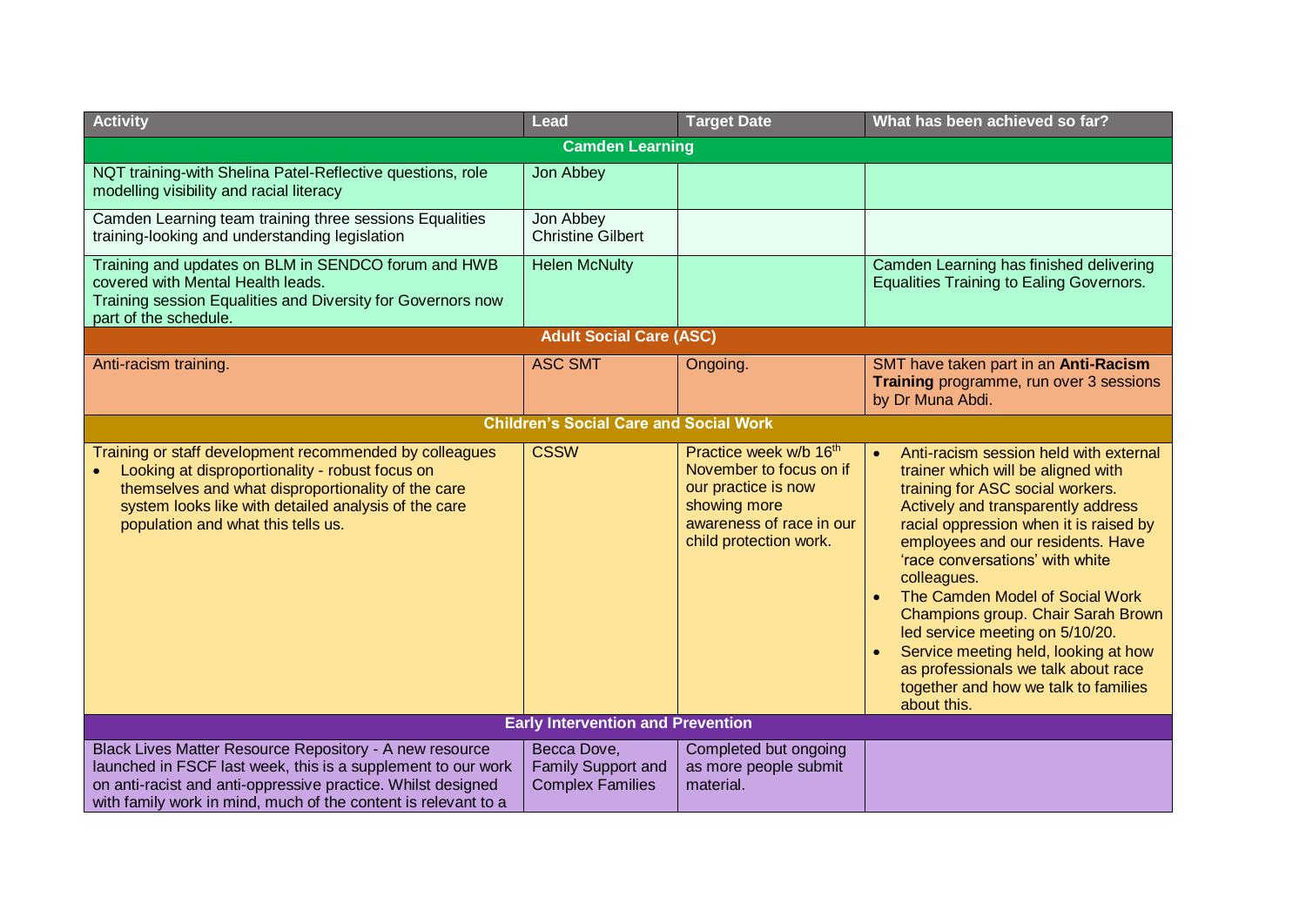| Activity | Lead | Target Date | What has been achieved so far? |
|---|---|---|---|
| **Camden Learning** | | | |
| NQT training-with Shelina Patel-Reflective questions, role modelling visibility and racial literacy | Jon Abbey | | |
| Camden Learning team training three sessions Equalities training-looking and understanding legislation | Jon Abbey<br>Christine Gilbert | | |
| Training and updates on BLM in SENDCO forum and HWB covered with Mental Health leads.<br>Training session Equalities and Diversity for Governors now part of the schedule. | Helen McNulty | | Camden Learning has finished delivering Equalities Training to Ealing Governors. |
| **Adult Social Care (ASC)** | | | |
| Anti-racism training. | ASC SMT | Ongoing. | SMT have taken part in an **Anti-Racism Training** programme, run over 3 sessions by Dr Muna Abdi. |
| **Children's Social Care and Social Work** | | | |
| Training or staff development recommended by colleagues<br>• Looking at disproportionality - robust focus on themselves and what disproportionality of the care system looks like with detailed analysis of the care population and what this tells us. | CSSW | Practice week w/b 16th November to focus on if our practice is now showing more awareness of race in our child protection work. | • Anti-racism session held with external trainer which will be aligned with training for ASC social workers. Actively and transparently address racial oppression when it is raised by employees and our residents. Have 'race conversations' with white colleagues.<br>• The Camden Model of Social Work Champions group. Chair Sarah Brown led service meeting on 5/10/20.<br>• Service meeting held, looking at how as professionals we talk about race together and how we talk to families about this. |
| **Early Intervention and Prevention** | | | |
| Black Lives Matter Resource Repository - A new resource launched in FSCF last week, this is a supplement to our work on anti-racist and anti-oppressive practice. Whilst designed with family work in mind, much of the content is relevant to a | Becca Dove,<br>Family Support and Complex Families | Completed but ongoing as more people submit material. | |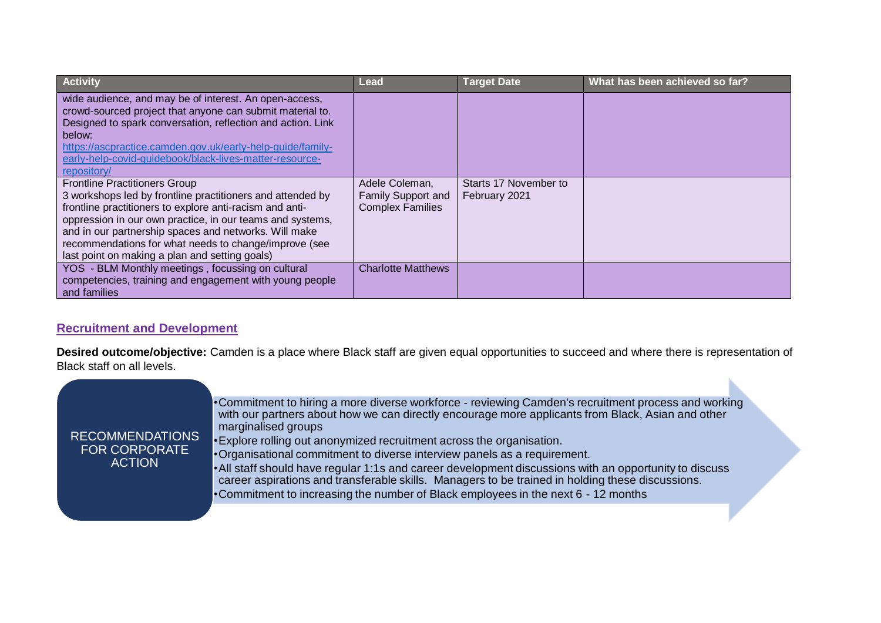| Activity | Lead | Target Date | What has been achieved so far? |
|---|---|---|---|
| wide audience, and may be of interest. An open-access, crowd-sourced project that anyone can submit material to. Designed to spark conversation, reflection and action. Link below: [https://ascpractice.camden.gov.uk/early-help-guide/family-early-help-covid-guidebook/black-lives-matter-resource-repository/](https://ascpractice.camden.gov.uk/early-help-guide/family-early-help-covid-guidebook/black-lives-matter-resource-repository/) | | | |
| Frontline Practitioners Group<br>3 workshops led by frontline practitioners and attended by frontline practitioners to explore anti-racism and anti-oppression in our own practice, in our teams and systems, and in our partnership spaces and networks. Will make recommendations for what needs to change/improve (see last point on making a plan and setting goals) | Adele Coleman, Family Support and Complex Families | Starts 17 November to February 2021 | |
| YOS - BLM Monthly meetings , focussing on cultural competencies, training and engagement with young people and families | Charlotte Matthews | | |

## Recruitment and Development

**Desired outcome/objective:** Camden is a place where Black staff are given equal opportunities to succeed and where there is representation of Black staff on all levels.

**RECOMMENDATIONS FOR CORPORATE ACTION**

- Commitment to hiring a more diverse workforce - reviewing Camden's recruitment process and working with our partners about how we can directly encourage more applicants from Black, Asian and other marginalised groups
- Explore rolling out anonymized recruitment across the organisation.
- Organisational commitment to diverse interview panels as a requirement.
- All staff should have regular 1:1s and career development discussions with an opportunity to discuss career aspirations and transferable skills. Managers to be trained in holding these discussions.
- Commitment to increasing the number of Black employees in the next 6 - 12 months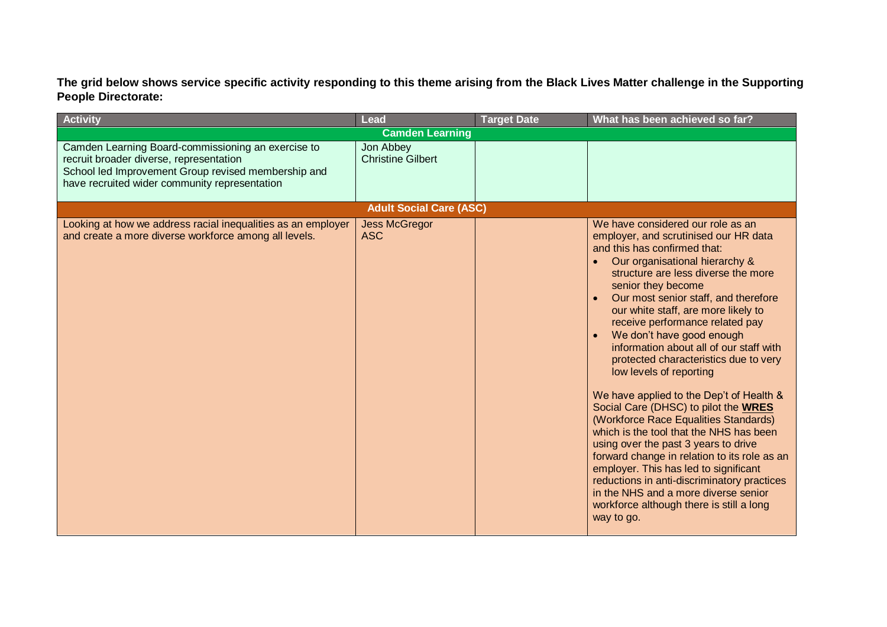**The grid below shows service specific activity responding to this theme arising from the Black Lives Matter challenge in the Supporting People Directorate:**

| Activity | Lead | Target Date | What has been achieved so far? |
|---|---|---|---|
| **Camden Learning** | | | |
| Camden Learning Board-commissioning an exercise to recruit broader diverse, representation<br>School led Improvement Group revised membership and have recruited wider community representation | Jon Abbey<br>Christine Gilbert | | |
| **Adult Social Care (ASC)** | | | |
| Looking at how we address racial inequalities as an employer and create a more diverse workforce among all levels. | Jess McGregor<br>ASC | | We have considered our role as an employer, and scrutinised our HR data and this has confirmed that:<br>• Our organisational hierarchy & structure are less diverse the more senior they become<br>• Our most senior staff, and therefore our white staff, are more likely to receive performance related pay<br>• We don't have good enough information about all of our staff with protected characteristics due to very low levels of reporting<br><br>We have applied to the Dep't of Health & Social Care (DHSC) to pilot the **WRES** (Workforce Race Equalities Standards) which is the tool that the NHS has been using over the past 3 years to drive forward change in relation to its role as an employer. This has led to significant reductions in anti-discriminatory practices in the NHS and a more diverse senior workforce although there is still a long way to go. |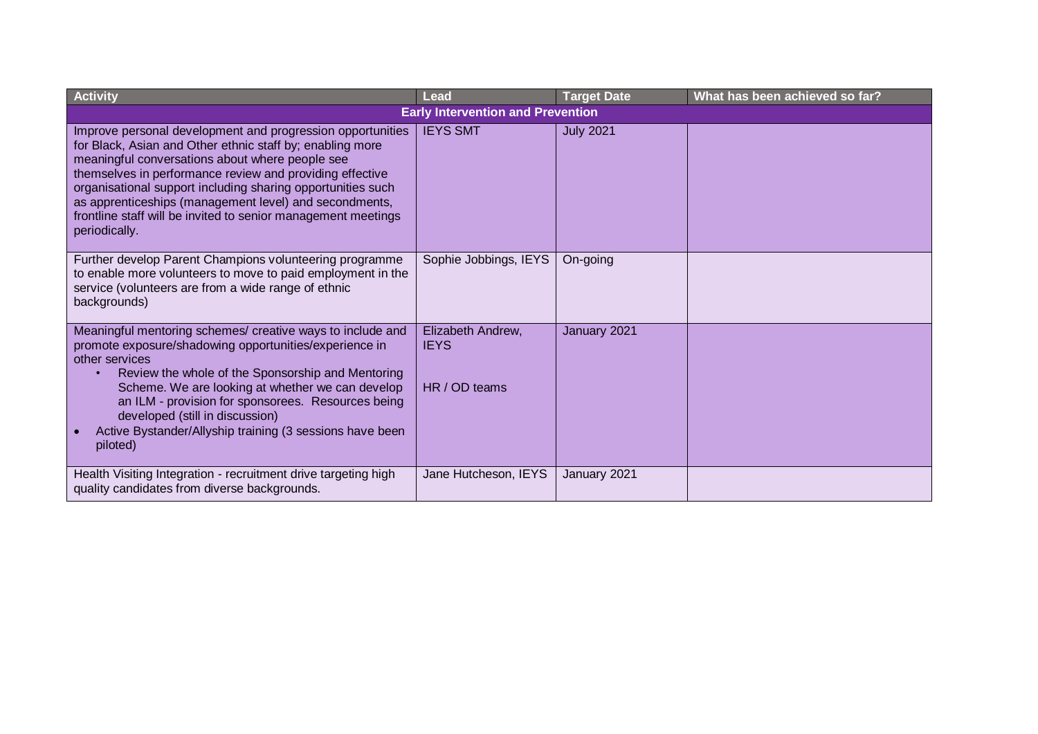| Activity | Lead | Target Date | What has been achieved so far? |
|---|---|---|---|
| **Early Intervention and Prevention** | | | |
| Improve personal development and progression opportunities for Black, Asian and Other ethnic staff by; enabling more meaningful conversations about where people see themselves in performance review and providing effective organisational support including sharing opportunities such as apprenticeships (management level) and secondments, frontline staff will be invited to senior management meetings periodically. | IEYS SMT | July 2021 | |
| Further develop Parent Champions volunteering programme to enable more volunteers to move to paid employment in the service (volunteers are from a wide range of ethnic backgrounds) | Sophie Jobbings, IEYS | On-going | |
| Meaningful mentoring schemes/ creative ways to include and promote exposure/shadowing opportunities/experience in other services<br>• Review the whole of the Sponsorship and Mentoring Scheme. We are looking at whether we can develop an ILM - provision for sponsorees. Resources being developed (still in discussion)<br>• Active Bystander/Allyship training (3 sessions have been piloted) | Elizabeth Andrew, IEYS<br><br>HR / OD teams | January 2021 | |
| Health Visiting Integration - recruitment drive targeting high quality candidates from diverse backgrounds. | Jane Hutcheson, IEYS | January 2021 | |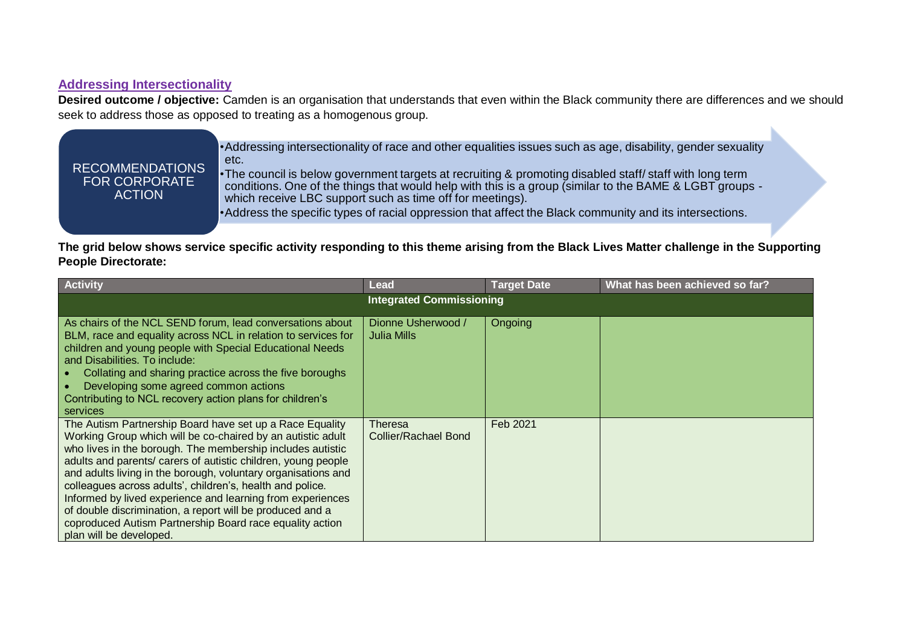## Addressing Intersectionality

**Desired outcome / objective:** Camden is an organisation that understands that even within the Black community there are differences and we should seek to address those as opposed to treating as a homogenous group.

**RECOMMENDATIONS FOR CORPORATE ACTION**

- Addressing intersectionality of race and other equalities issues such as age, disability, gender sexuality etc.
- The council is below government targets at recruiting & promoting disabled staff/ staff with long term conditions. One of the things that would help with this is a group (similar to the BAME & LGBT groups - which receive LBC support such as time off for meetings).
- Address the specific types of racial oppression that affect the Black community and its intersections.

**The grid below shows service specific activity responding to this theme arising from the Black Lives Matter challenge in the Supporting People Directorate:**

| Activity | Lead | Target Date | What has been achieved so far? |
|---|---|---|---|
| **Integrated Commissioning** | | | |
| As chairs of the NCL SEND forum, lead conversations about BLM, race and equality across NCL in relation to services for children and young people with Special Educational Needs and Disabilities. To include:<br>• Collating and sharing practice across the five boroughs<br>• Developing some agreed common actions<br>Contributing to NCL recovery action plans for children's services | Dionne Usherwood / Julia Mills | Ongoing | |
| The Autism Partnership Board have set up a Race Equality Working Group which will be co-chaired by an autistic adult who lives in the borough. The membership includes autistic adults and parents/ carers of autistic children, young people and adults living in the borough, voluntary organisations and colleagues across adults', children's, health and police. Informed by lived experience and learning from experiences of double discrimination, a report will be produced and a coproduced Autism Partnership Board race equality action plan will be developed. | Theresa Collier/Rachael Bond | Feb 2021 | |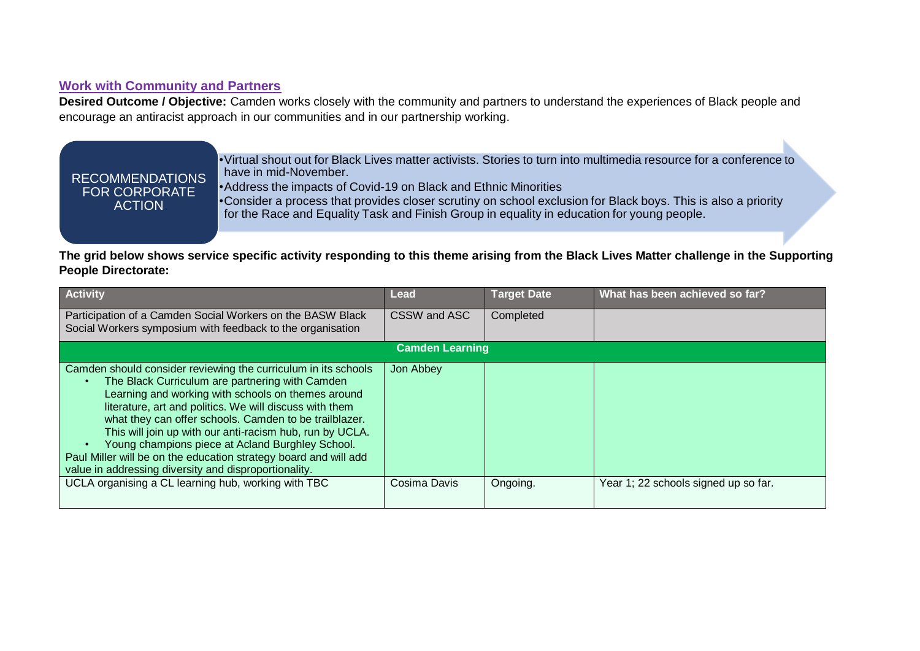## Work with Community and Partners

**Desired Outcome / Objective:** Camden works closely with the community and partners to understand the experiences of Black people and encourage an antiracist approach in our communities and in our partnership working.

**RECOMMENDATIONS FOR CORPORATE ACTION**

- Virtual shout out for Black Lives matter activists. Stories to turn into multimedia resource for a conference to have in mid-November.
- Address the impacts of Covid-19 on Black and Ethnic Minorities
- Consider a process that provides closer scrutiny on school exclusion for Black boys. This is also a priority for the Race and Equality Task and Finish Group in equality in education for young people.

**The grid below shows service specific activity responding to this theme arising from the Black Lives Matter challenge in the Supporting People Directorate:**

| Activity | Lead | Target Date | What has been achieved so far? |
|---|---|---|---|
| Participation of a Camden Social Workers on the BASW Black Social Workers symposium with feedback to the organisation | CSSW and ASC | Completed | |
| **Camden Learning** | | | |
| Camden should consider reviewing the curriculum in its schools<br>• The Black Curriculum are partnering with Camden Learning and working with schools on themes around literature, art and politics. We will discuss with them what they can offer schools. Camden to be trailblazer. This will join up with our anti-racism hub, run by UCLA.<br>• Young champions piece at Acland Burghley School.<br>Paul Miller will be on the education strategy board and will add value in addressing diversity and disproportionality. | Jon Abbey | | |
| UCLA organising a CL learning hub, working with TBC | Cosima Davis | Ongoing. | Year 1; 22 schools signed up so far. |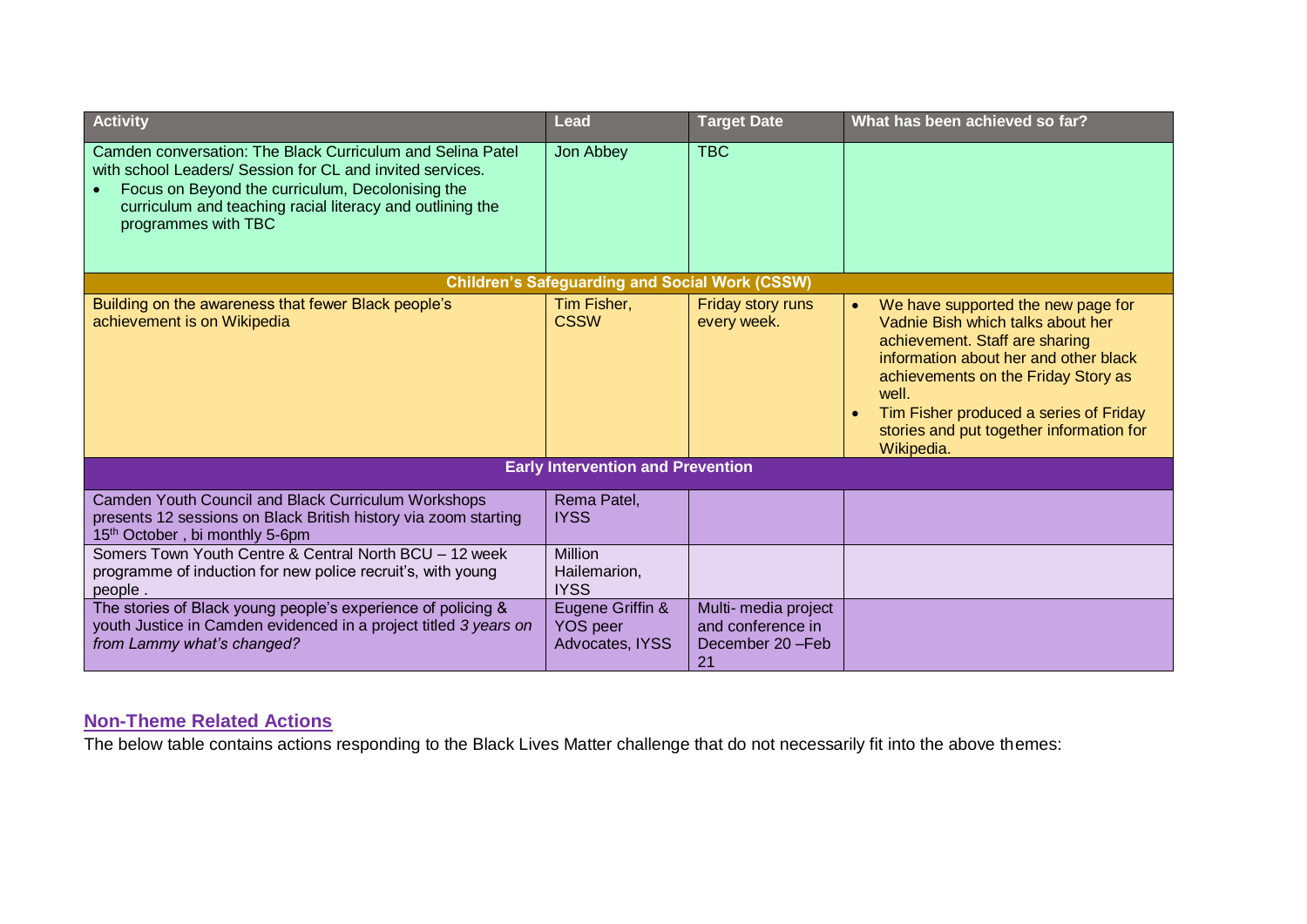| Activity | Lead | Target Date | What has been achieved so far? |
|---|---|---|---|
| Camden conversation: The Black Curriculum and Selina Patel with school Leaders/ Session for CL and invited services.<br>• Focus on Beyond the curriculum, Decolonising the curriculum and teaching racial literacy and outlining the programmes with TBC | Jon Abbey | TBC | |
| **Children's Safeguarding and Social Work (CSSW)** | | | |
| Building on the awareness that fewer Black people's achievement is on Wikipedia | Tim Fisher, CSSW | Friday story runs every week. | • We have supported the new page for Vadnie Bish which talks about her achievement. Staff are sharing information about her and other black achievements on the Friday Story as well.<br>• Tim Fisher produced a series of Friday stories and put together information for Wikipedia. |
| **Early Intervention and Prevention** | | | |
| Camden Youth Council and Black Curriculum Workshops presents 12 sessions on Black British history via zoom starting 15th October , bi monthly 5-6pm | Rema Patel, IYSS | | |
| Somers Town Youth Centre & Central North BCU – 12 week programme of induction for new police recruit's, with young people . | Million Hailemarion, IYSS | | |
| The stories of Black young people's experience of policing & youth Justice in Camden evidenced in a project titled *3 years on from Lammy what's changed?* | Eugene Griffin & YOS peer Advocates, IYSS | Multi- media project and conference in December 20 –Feb 21 | |

## Non-Theme Related Actions

The below table contains actions responding to the Black Lives Matter challenge that do not necessarily fit into the above themes: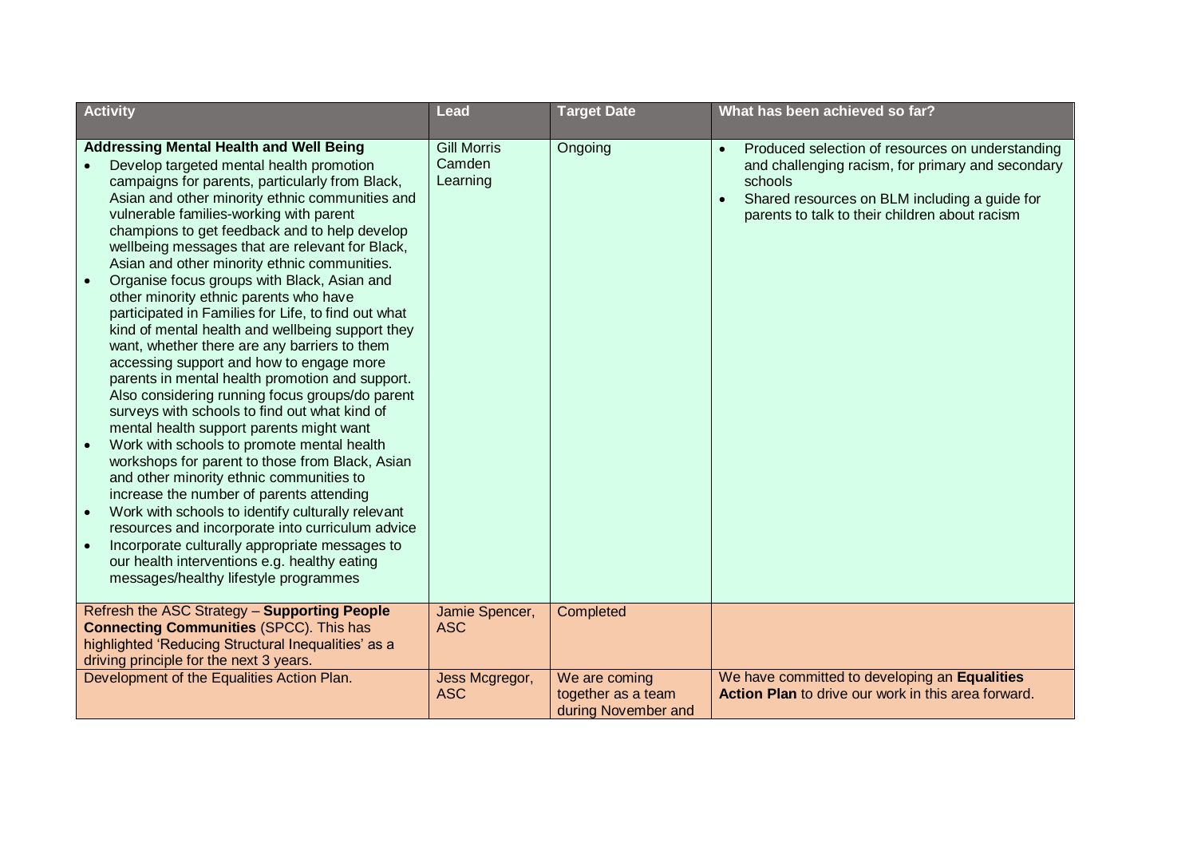| Activity | Lead | Target Date | What has been achieved so far? |
| --- | --- | --- | --- |
| **Addressing Mental Health and Well Being**<br>• Develop targeted mental health promotion campaigns for parents, particularly from Black, Asian and other minority ethnic communities and vulnerable families-working with parent champions to get feedback and to help develop wellbeing messages that are relevant for Black, Asian and other minority ethnic communities.<br>• Organise focus groups with Black, Asian and other minority ethnic parents who have participated in Families for Life, to find out what kind of mental health and wellbeing support they want, whether there are any barriers to them accessing support and how to engage more parents in mental health promotion and support. Also considering running focus groups/do parent surveys with schools to find out what kind of mental health support parents might want<br>• Work with schools to promote mental health workshops for parent to those from Black, Asian and other minority ethnic communities to increase the number of parents attending<br>• Work with schools to identify culturally relevant resources and incorporate into curriculum advice<br>• Incorporate culturally appropriate messages to our health interventions e.g. healthy eating messages/healthy lifestyle programmes | Gill Morris Camden Learning | Ongoing | • Produced selection of resources on understanding and challenging racism, for primary and secondary schools<br>• Shared resources on BLM including a guide for parents to talk to their children about racism |
| Refresh the ASC Strategy – **Supporting People Connecting Communities** (SPCC). This has highlighted 'Reducing Structural Inequalities' as a driving principle for the next 3 years. | Jamie Spencer, ASC | Completed | |
| Development of the Equalities Action Plan. | Jess Mcgregor, ASC | We are coming together as a team during November and | We have committed to developing an **Equalities Action Plan** to drive our work in this area forward. |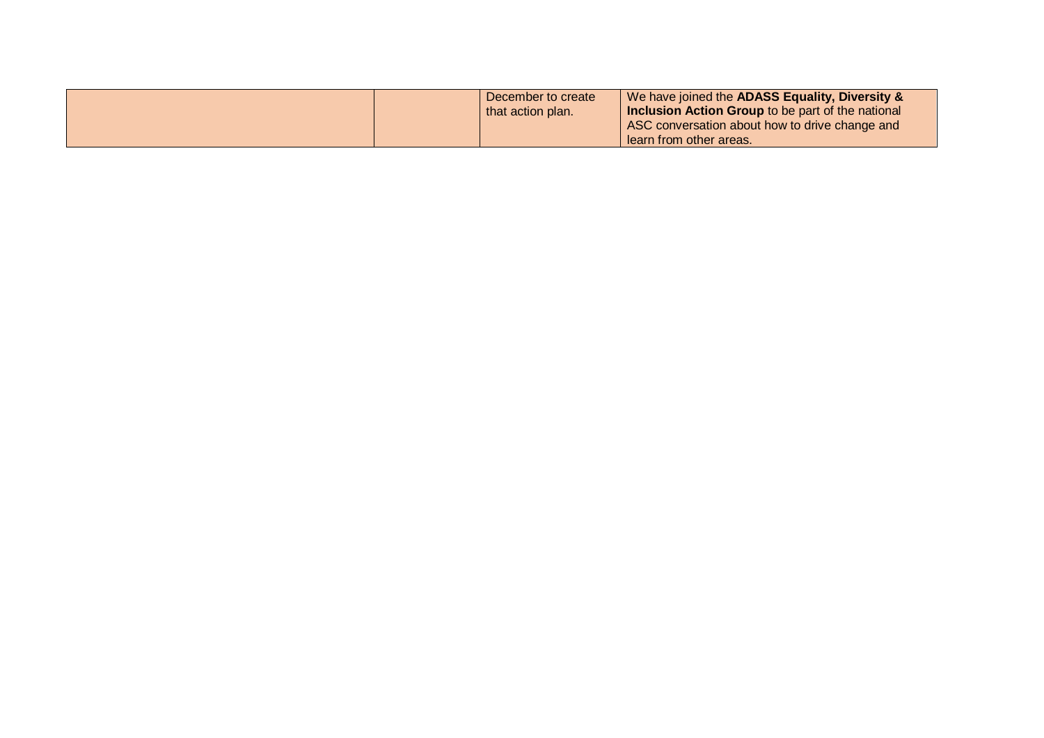| | | | |
|---|---|---|---|
| | | December to create that action plan. | We have joined the **ADASS Equality, Diversity & Inclusion Action Group** to be part of the national ASC conversation about how to drive change and learn from other areas. |